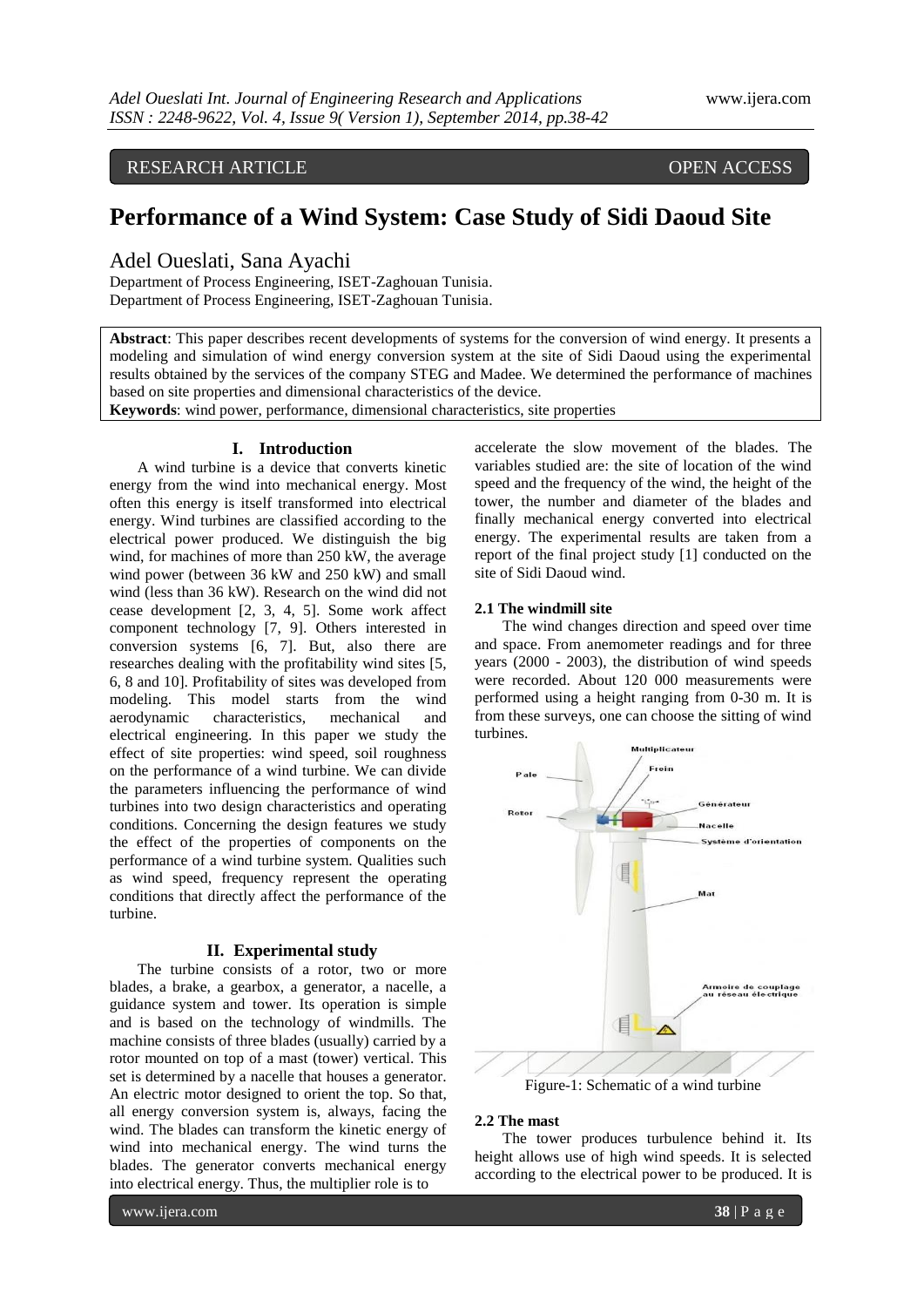RESEARCH ARTICLE OPEN ACCESS

# Performance of a Wind System: Case Study of Sidi Daoud Site

Adel Oueslati, Sana Ayachi

Department of Process Engineering, ISET-Zaghouan Tunisia.
Department of Process Engineering, ISET-Zaghouan Tunisia.

**Abstract**: This paper describes recent developments of systems for the conversion of wind energy. It presents a modeling and simulation of wind energy conversion system at the site of Sidi Daoud using the experimental results obtained by the services of the company STEG and Madee. We determined the performance of machines based on site properties and dimensional characteristics of the device.

**Keywords**: wind power, performance, dimensional characteristics, site properties

## I. Introduction

A wind turbine is a device that converts kinetic energy from the wind into mechanical energy. Most often this energy is itself transformed into electrical energy. Wind turbines are classified according to the electrical power produced. We distinguish the big wind, for machines of more than 250 kW, the average wind power (between 36 kW and 250 kW) and small wind (less than 36 kW). Research on the wind did not cease development [2, 3, 4, 5]. Some work affect component technology [7, 9]. Others interested in conversion systems [6, 7]. But, also there are researches dealing with the profitability wind sites [5, 6, 8 and 10]. Profitability of sites was developed from modeling. This model starts from the wind aerodynamic characteristics, mechanical and electrical engineering. In this paper we study the effect of site properties: wind speed, soil roughness on the performance of a wind turbine. We can divide the parameters influencing the performance of wind turbines into two design characteristics and operating conditions. Concerning the design features we study the effect of the properties of components on the performance of a wind turbine system. Qualities such as wind speed, frequency represent the operating conditions that directly affect the performance of the turbine.

## II. Experimental study

The turbine consists of a rotor, two or more blades, a brake, a gearbox, a generator, a nacelle, a guidance system and tower. Its operation is simple and is based on the technology of windmills. The machine consists of three blades (usually) carried by a rotor mounted on top of a mast (tower) vertical. This set is determined by a nacelle that houses a generator. An electric motor designed to orient the top. So that, all energy conversion system is, always, facing the wind. The blades can transform the kinetic energy of wind into mechanical energy. The wind turns the blades. The generator converts mechanical energy into electrical energy. Thus, the multiplier role is to accelerate the slow movement of the blades. The variables studied are: the site of location of the wind speed and the frequency of the wind, the height of the tower, the number and diameter of the blades and finally mechanical energy converted into electrical energy. The experimental results are taken from a report of the final project study [1] conducted on the site of Sidi Daoud wind.

### 2.1 The windmill site

The wind changes direction and speed over time and space. From anemometer readings and for three years (2000 - 2003), the distribution of wind speeds were recorded. About 120 000 measurements were performed using a height ranging from 0-30 m. It is from these surveys, one can choose the sitting of wind turbines.

Figure-1: Schematic of a wind turbine

### 2.2 The mast

The tower produces turbulence behind it. Its height allows use of high wind speeds. It is selected according to the electrical power to be produced. It is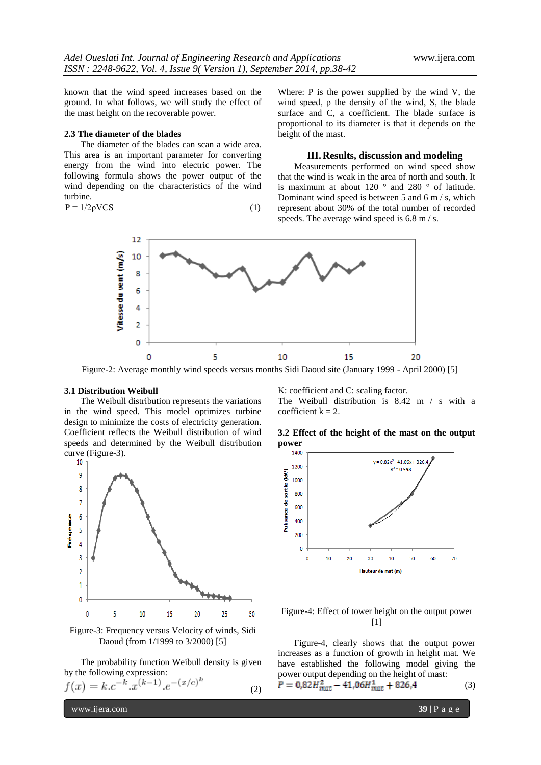known that the wind speed increases based on the ground. In what follows, we will study the effect of the mast height on the recoverable power.

### 2.3 The diameter of the blades

The diameter of the blades can scan a wide area. This area is an important parameter for converting energy from the wind into electric power. The following formula shows the power output of the wind depending on the characteristics of the wind turbine.

$$P = 1/2\rho VCS \qquad (1)$$

Where: P is the power supplied by the wind V, the wind speed, ρ the density of the wind, S, the blade surface and C, a coefficient. The blade surface is proportional to its diameter is that it depends on the height of the mast.

## III. Results, discussion and modeling

Measurements performed on wind speed show that the wind is weak in the area of north and south. It is maximum at about 120 ° and 280 ° of latitude. Dominant wind speed is between 5 and 6 m / s, which represent about 30% of the total number of recorded speeds. The average wind speed is 6.8 m / s.

Figure-2: Average monthly wind speeds versus months Sidi Daoud site (January 1999 - April 2000) [5]

### 3.1 Distribution Weibull

The Weibull distribution represents the variations in the wind speed. This model optimizes turbine design to minimize the costs of electricity generation. Coefficient reflects the Weibull distribution of wind speeds and determined by the Weibull distribution curve (Figure-3).

Figure-3: Frequency versus Velocity of winds, Sidi Daoud (from 1/1999 to 3/2000) [5]

The probability function Weibull density is given by the following expression:

$$f(x) = k.c^{-k}.x^{(k-1)}.e^{-(x/c)^k} \qquad (2)$$

K: coefficient and C: scaling factor.

The Weibull distribution is 8.42 m / s with a coefficient k = 2.

### 3.2 Effect of the height of the mast on the output power

Figure-4: Effect of tower height on the output power [1]

Figure-4, clearly shows that the output power increases as a function of growth in height mat. We have established the following model giving the power output depending on the height of mast:

$$P = 0{,}82H_{mat}^2 - 41{,}06H_{mat}^1 + 826{,}4 \qquad (3)$$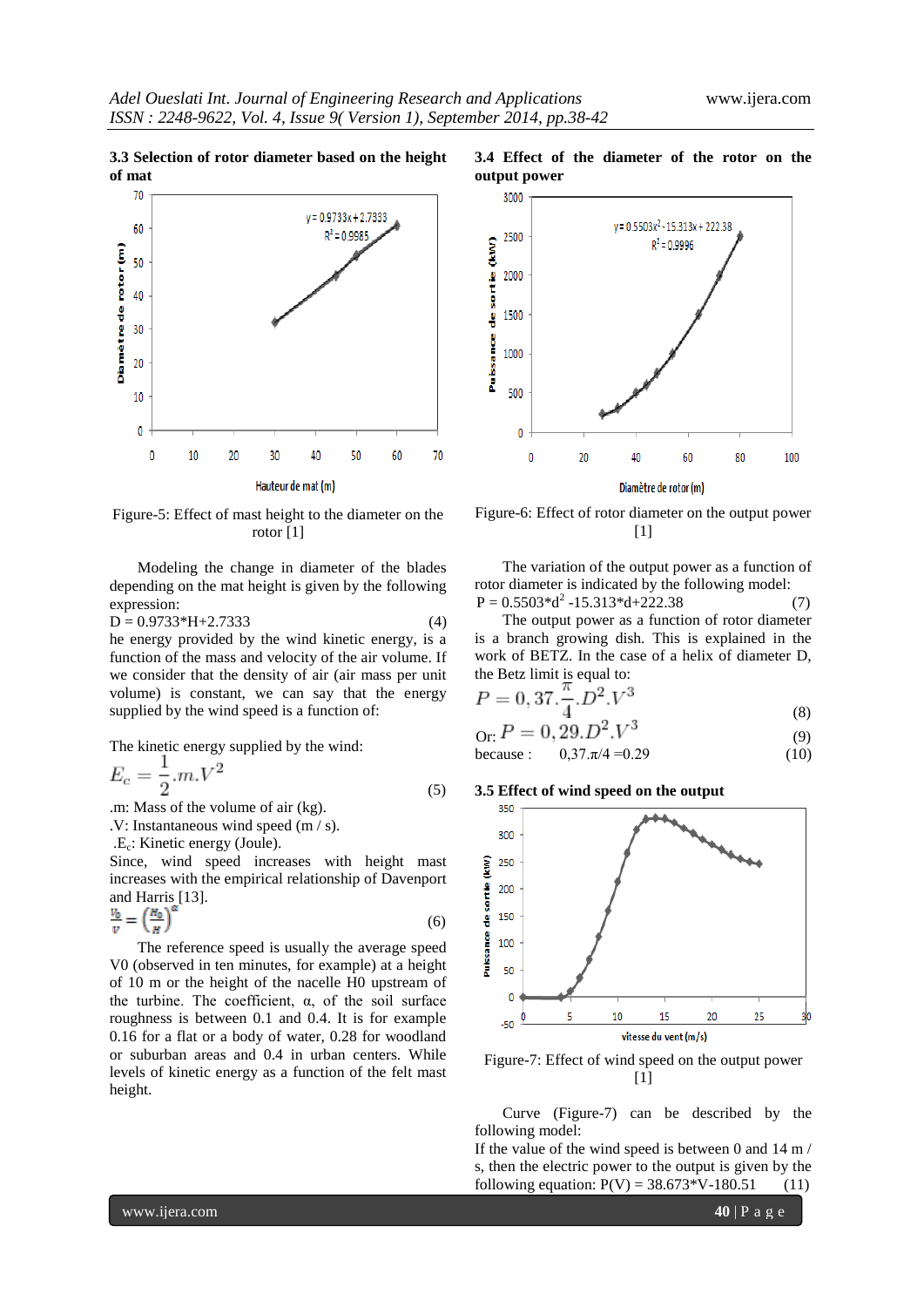### 3.3 Selection of rotor diameter based on the height of mat

Figure-5: Effect of mast height to the diameter on the rotor [1]

Modeling the change in diameter of the blades depending on the mat height is given by the following expression:

D = 0.9733*H+2.7733 (4)

he energy provided by the wind kinetic energy, is a function of the mass and velocity of the air volume. If we consider that the density of air (air mass per unit volume) is constant, we can say that the energy supplied by the wind speed is a function of:

The kinetic energy supplied by the wind:

$$E_c = \frac{1}{2}.m.V^2 \qquad (5)$$

.m: Mass of the volume of air (kg).
.V: Instantaneous wind speed (m / s).
.$E_c$: Kinetic energy (Joule).

Since, wind speed increases with height mast increases with the empirical relationship of Davenport and Harris [13].

$$\frac{V_0}{V} = \left(\frac{H_0}{H}\right)^{\alpha} \qquad (6)$$

The reference speed is usually the average speed V0 (observed in ten minutes, for example) at a height of 10 m or the height of the nacelle H0 upstream of the turbine. The coefficient, α, of the soil surface roughness is between 0.1 and 0.4. It is for example 0.16 for a flat or a body of water, 0.28 for woodland or suburban areas and 0.4 in urban centers. While levels of kinetic energy as a function of the felt mast height.

### 3.4 Effect of the diameter of the rotor on the output power

Figure-6: Effect of rotor diameter on the output power [1]

The variation of the output power as a function of rotor diameter is indicated by the following model:

P = 0.5503*d$^2$ -15.313*d+222.38 (7)

The output power as a function of rotor diameter is a branch growing dish. This is explained in the work of BETZ. In the case of a helix of diameter D, the Betz limit is equal to:

$$P = 0,37.\frac{\pi}{4}.D^2.V^3 \qquad (8)$$

Or: $P = 0,29.D^2.V^3$ (9)

because : 0,37.π/4 =0.29 (10)

### 3.5 Effect of wind speed on the output

Figure-7: Effect of wind speed on the output power [1]

Curve (Figure-7) can be described by the following model:

If the value of the wind speed is between 0 and 14 m / s, then the electric power to the output is given by the following equation: P(V) = 38.673*V-180.51 (11)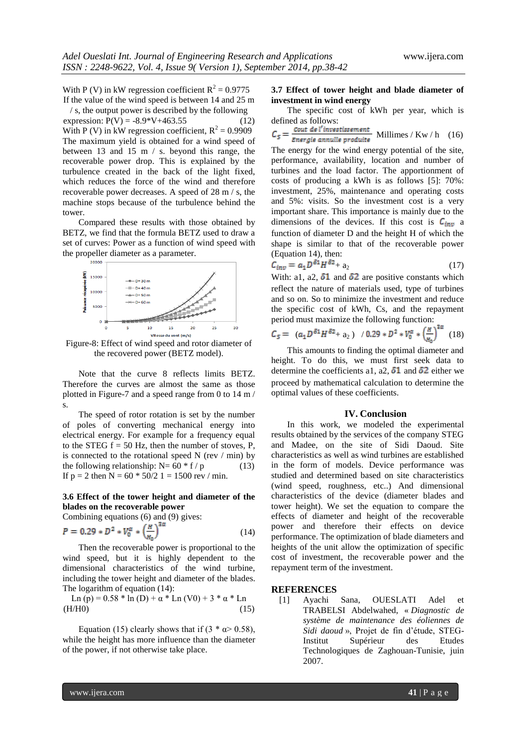With P (V) in kW regression coefficient $R^2 = 0.9775$

If the value of the wind speed is between 14 and 25 m / s, the output power is described by the following expression: $P(V) = -8.9*V+463.55$ (12)

With P (V) in kW regression coefficient, $R^2 = 0.9909$

The maximum yield is obtained for a wind speed of between 13 and 15 m / s. beyond this range, the recoverable power drop. This is explained by the turbulence created in the back of the light fixed, which reduces the force of the wind and therefore recoverable power decreases. A speed of 28 m / s, the machine stops because of the turbulence behind the tower.

Compared these results with those obtained by BETZ, we find that the formula BETZ used to draw a set of curves: Power as a function of wind speed with the propeller diameter as a parameter.

Figure-8: Effect of wind speed and rotor diameter of the recovered power (BETZ model).

Note that the curve 8 reflects limits BETZ. Therefore the curves are almost the same as those plotted in Figure-7 and a speed range from 0 to 14 m / s.

The speed of rotor rotation is set by the number of poles of converting mechanical energy into electrical energy. For example for a frequency equal to the STEG f = 50 Hz, then the number of stoves, P, is connected to the rotational speed N (rev / min) by the following relationship: $N = 60 * f / p$ (13)

If p = 2 then N = 60 * 50/2 1 = 1500 rev / min.

### 3.6 Effect of the tower height and diameter of the blades on the recoverable power

Combining equations (6) and (9) gives:

$$P = 0.29 * D^2 * V_0^{\alpha} * \left(\frac{H}{H_0}\right)^{3\alpha} \quad (14)$$

Then the recoverable power is proportional to the wind speed, but it is highly dependent to the dimensional characteristics of the wind turbine, including the tower height and diameter of the blades. The logarithm of equation (14):

$$\text{Ln}(p) = 0.58 * \ln(D) + \alpha * \text{Ln}(V0) + 3 * \alpha * \text{Ln}(H/H0) \quad (15)$$

Equation (15) clearly shows that if ($3 * \alpha > 0.58$), while the height has more influence than the diameter of the power, if not otherwise take place.

### 3.7 Effect of tower height and blade diameter of investment in wind energy

The specific cost of kWh per year, which is defined as follows:

$$C_S = \frac{\text{Cout de l'investissement}}{\text{Energie annulle produite}} \text{ Millimes / Kw / h} \quad (16)$$

The energy for the wind energy potential of the site, performance, availability, location and number of turbines and the load factor. The apportionment of costs of producing a kWh is as follows [5]: 70%: investment, 25%, maintenance and operating costs and 5%: visits. So the investment cost is a very important share. This importance is mainly due to the dimensions of the devices. If this cost is $C_{inv}$ a function of diameter D and the height H of which the shape is similar to that of the recoverable power (Equation 14), then:

$$C_{inv} = a_1 D^{\delta 1} H^{\delta 2} + a_2 \quad (17)$$

With: a1, a2, $\delta 1$ and $\delta 2$ are positive constants which reflect the nature of materials used, type of turbines and so on. So to minimize the investment and reduce the specific cost of kWh, Cs, and the repayment period must maximize the following function:

$$C_S = (a_1 D^{\delta 1} H^{\delta 2} + a_2) \;/\; 0.29 * D^2 * V_0^{\alpha} * \left(\frac{H}{H_0}\right)^{3\alpha} \quad (18)$$

This amounts to finding the optimal diameter and height. To do this, we must first seek data to determine the coefficients a1, a2, $\delta 1$ and $\delta 2$ either we proceed by mathematical calculation to determine the optimal values of these coefficients.

## IV. Conclusion

In this work, we modeled the experimental results obtained by the services of the company STEG and Madee, on the site of Sidi Daoud. Site characteristics as well as wind turbines are established in the form of models. Device performance was studied and determined based on site characteristics (wind speed, roughness, etc..) And dimensional characteristics of the device (diameter blades and tower height). We set the equation to compare the effects of diameter and height of the recoverable power and therefore their effects on device performance. The optimization of blade diameters and heights of the unit allow the optimization of specific cost of investment, the recoverable power and the repayment term of the investment.

## REFERENCES

[1] Ayachi Sana, OUESLATI Adel et TRABELSI Abdelwahed, « *Diagnostic de système de maintenance des éoliennes de Sidi daoud* », Projet de fin d'étude, STEG-Institut Supérieur des Etudes Technologiques de Zaghouan-Tunisie, juin 2007.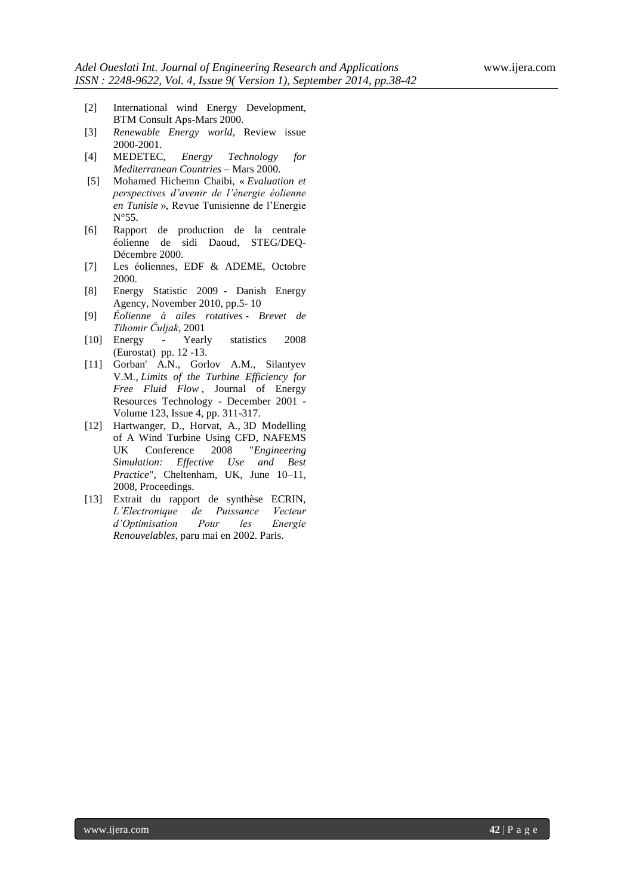[2] International wind Energy Development, BTM Consult Aps-Mars 2000.

[3] *Renewable Energy world*, Review issue 2000-2001.

[4] MEDETEC, *Energy Technology for Mediterranean Countries* – Mars 2000.

[5] Mohamed Hichemn Chaibi, « *Evaluation et perspectives d'avenir de l'énergie éolienne en Tunisie* », Revue Tunisienne de l'Energie N°55.

[6] Rapport de production de la centrale éolienne de sidi Daoud, STEG/DEQ-Décembre 2000.

[7] Les éoliennes, EDF & ADEME, Octobre 2000.

[8] Energy Statistic 2009 - Danish Energy Agency, November 2010, pp.5- 10

[9] *Éolienne à ailes rotatives - Brevet de Tihomir Čuljak*, 2001

[10] Energy - Yearly statistics 2008 (Eurostat) pp. 12 -13.

[11] Gorban' A.N., Gorlov A.M., Silantyev V.M., *Limits of the Turbine Efficiency for Free Fluid Flow*, Journal of Energy Resources Technology - December 2001 - Volume 123, Issue 4, pp. 311-317.

[12] Hartwanger, D., Horvat, A., 3D Modelling of A Wind Turbine Using CFD, NAFEMS UK Conference 2008 "*Engineering Simulation: Effective Use and Best Practice*", Cheltenham, UK, June 10–11, 2008, Proceedings.

[13] Extrait du rapport de synthèse ECRIN, *L'Electronique de Puissance Vecteur d'Optimisation Pour les Energie Renouvelables*, paru mai en 2002. Paris.